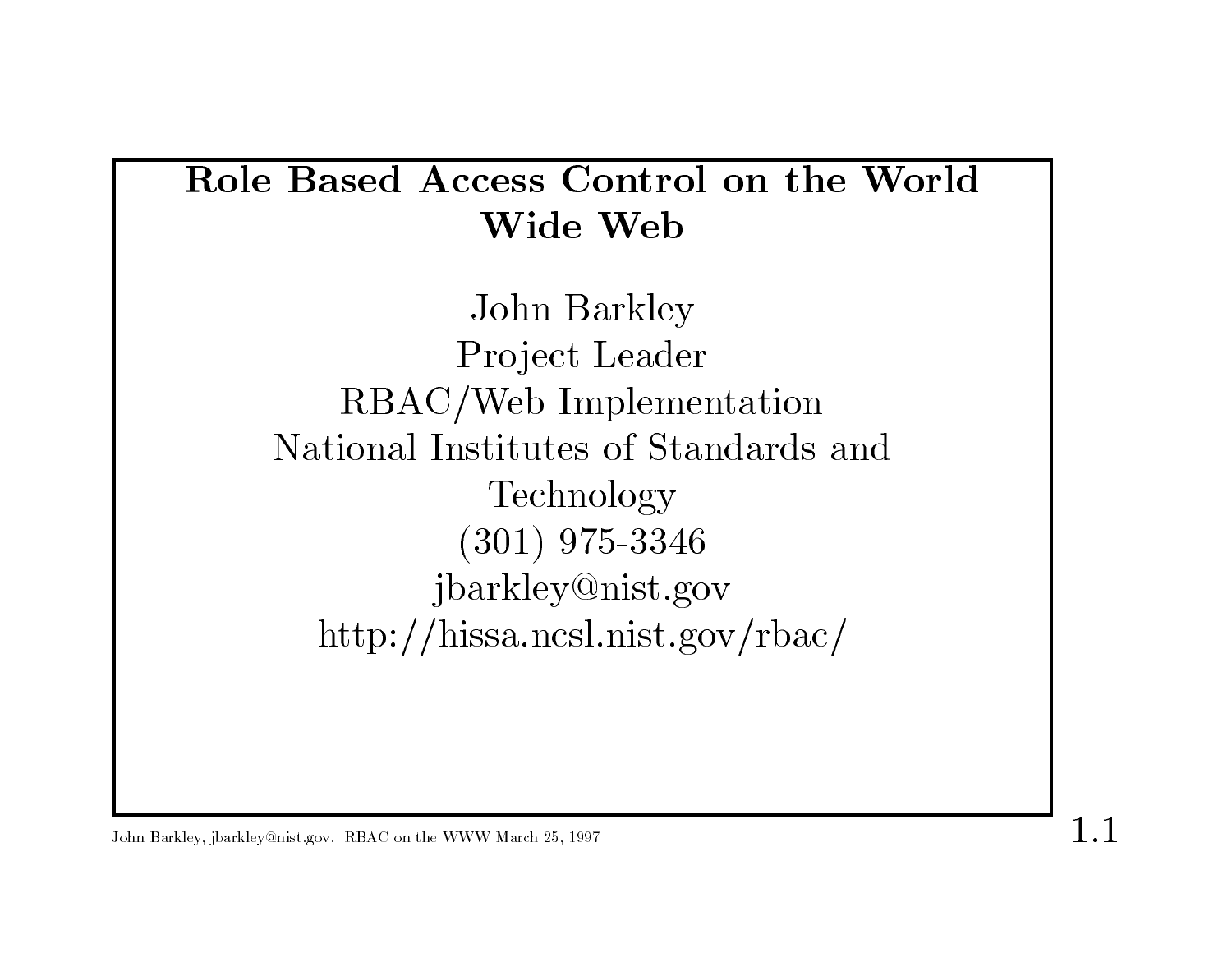# Role Based Access Control on the World Wide Web

John Barkley
Project Leader
RBAC/Web Implementation
National Institutes of Standards and Technology
(301) 975-3346
jbarkley@nist.gov
http://hissa.ncsl.nist.gov/rbac/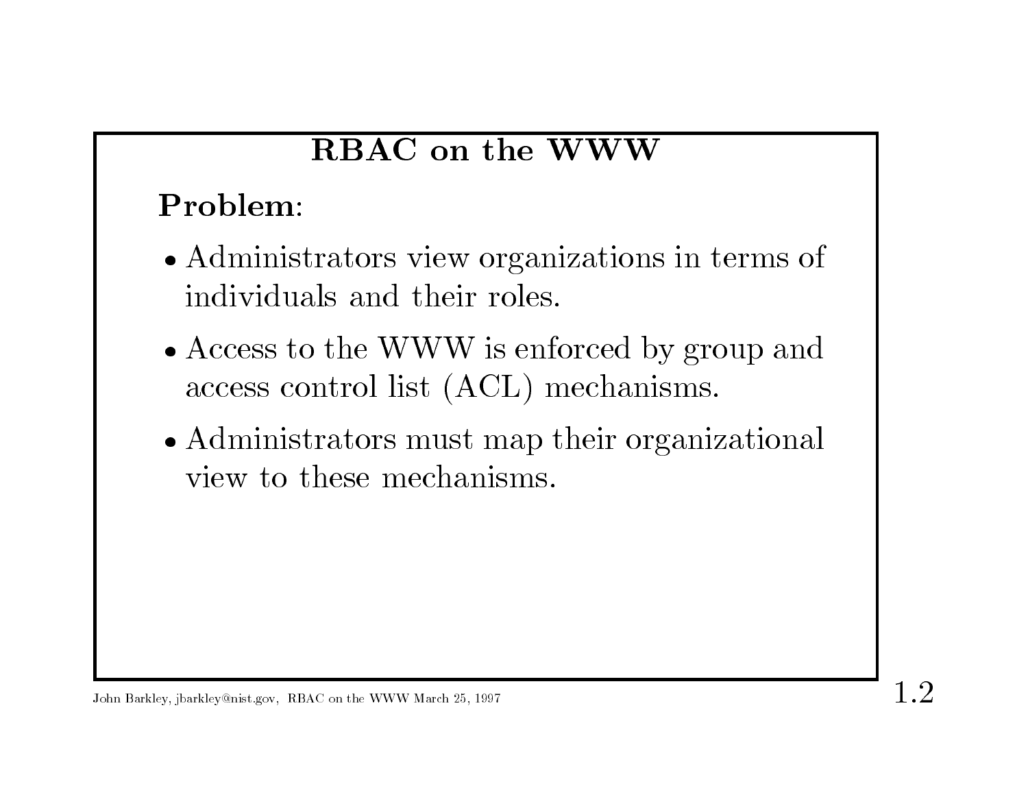# RBAC on the WWW

**Problem**:

- Administrators view organizations in terms of individuals and their roles.
- Access to the WWW is enforced by group and access control list (ACL) mechanisms.
- Administrators must map their organizational view to these mechanisms.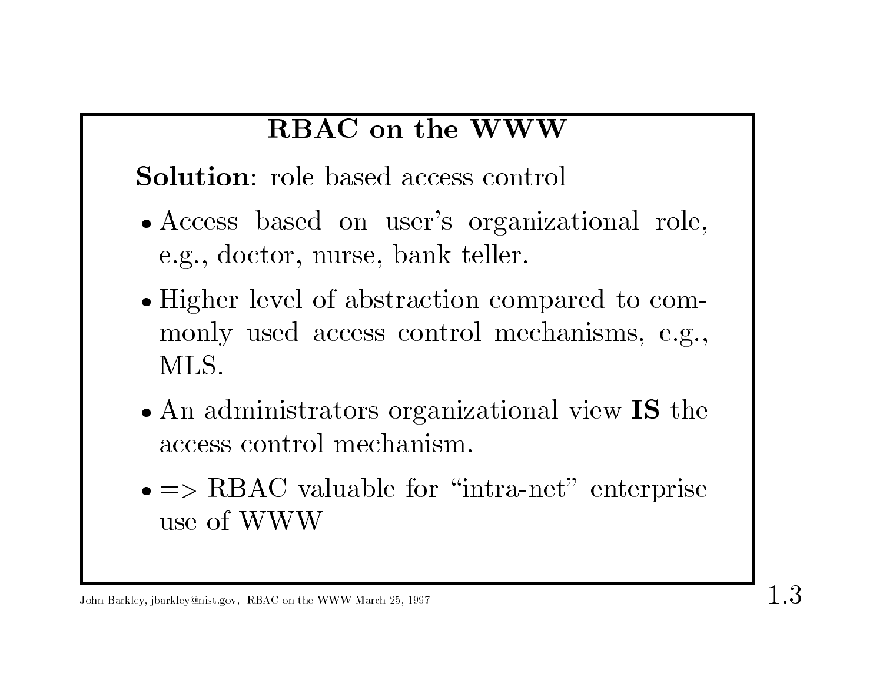# RBAC on the WWW

**Solution**: role based access control

- Access based on user's organizational role, e.g., doctor, nurse, bank teller.
- Higher level of abstraction compared to commonly used access control mechanisms, e.g., MLS.
- An administrators organizational view **IS** the access control mechanism.
- => RBAC valuable for "intra-net" enterprise use of WWW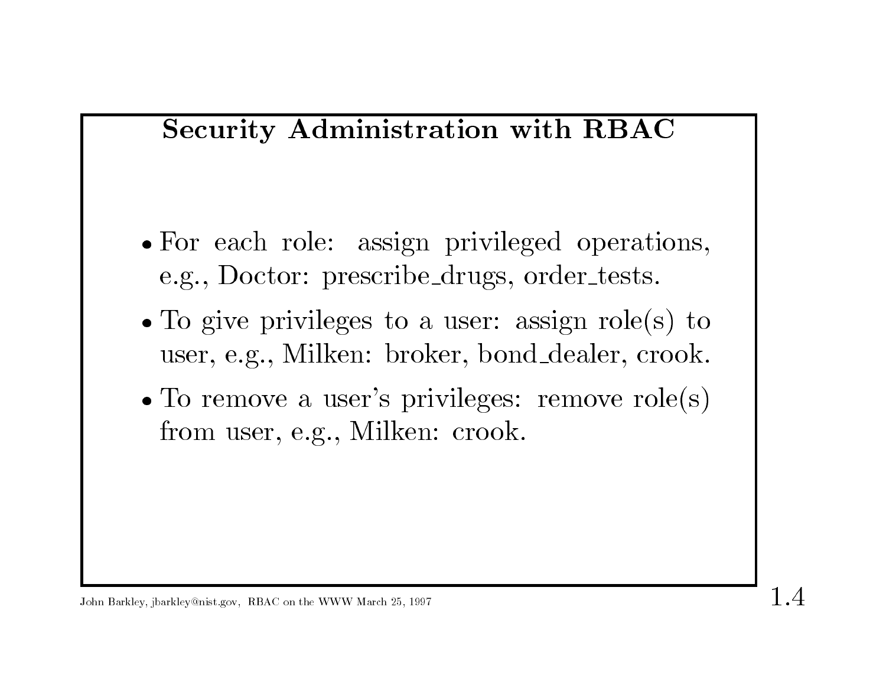## Security Administration with RBAC

- For each role: assign privileged operations, e.g., Doctor: prescribe_drugs, order_tests.
- To give privileges to a user: assign role(s) to user, e.g., Milken: broker, bond_dealer, crook.
- To remove a user's privileges: remove role(s) from user, e.g., Milken: crook.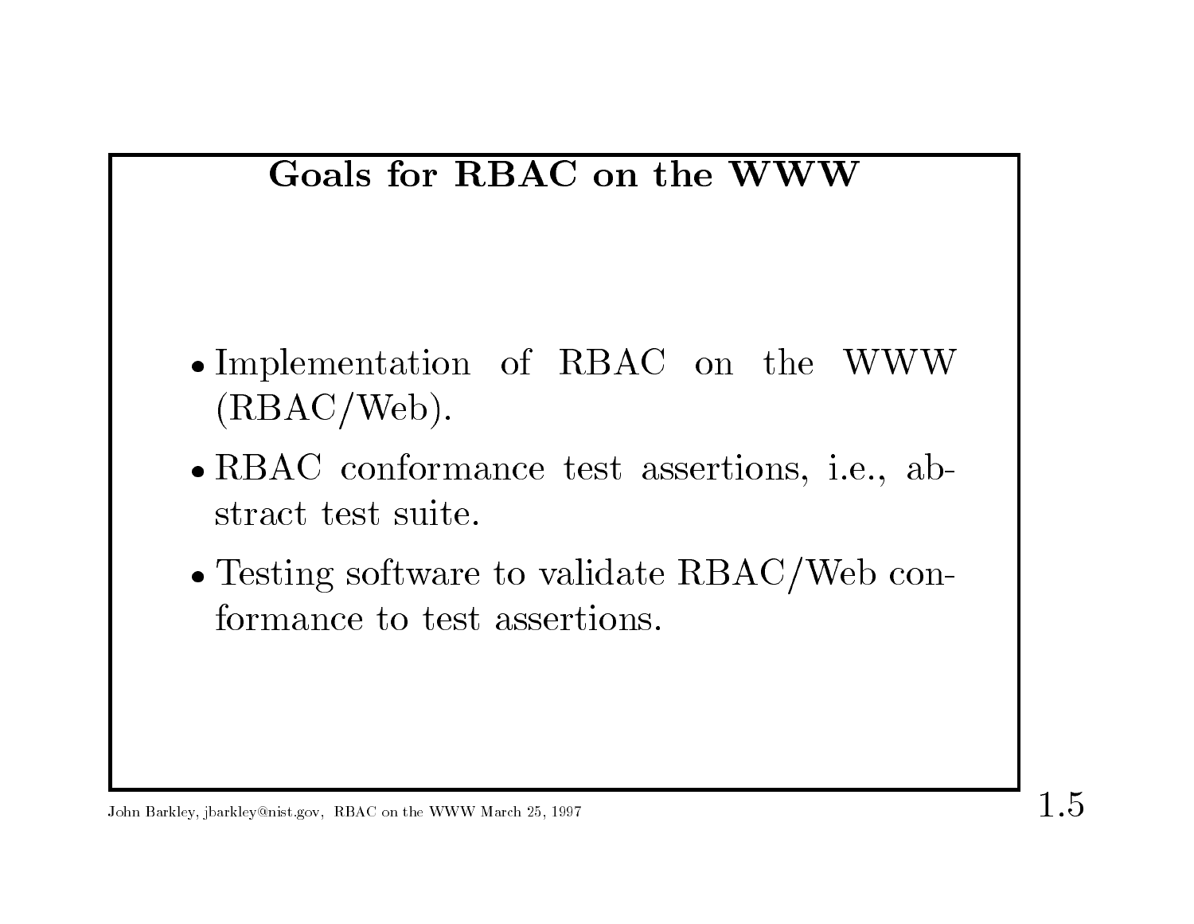## Goals for RBAC on the WWW

- Implementation of RBAC on the WWW (RBAC/Web).
- RBAC conformance test assertions, i.e., abstract test suite.
- Testing software to validate RBAC/Web conformance to test assertions.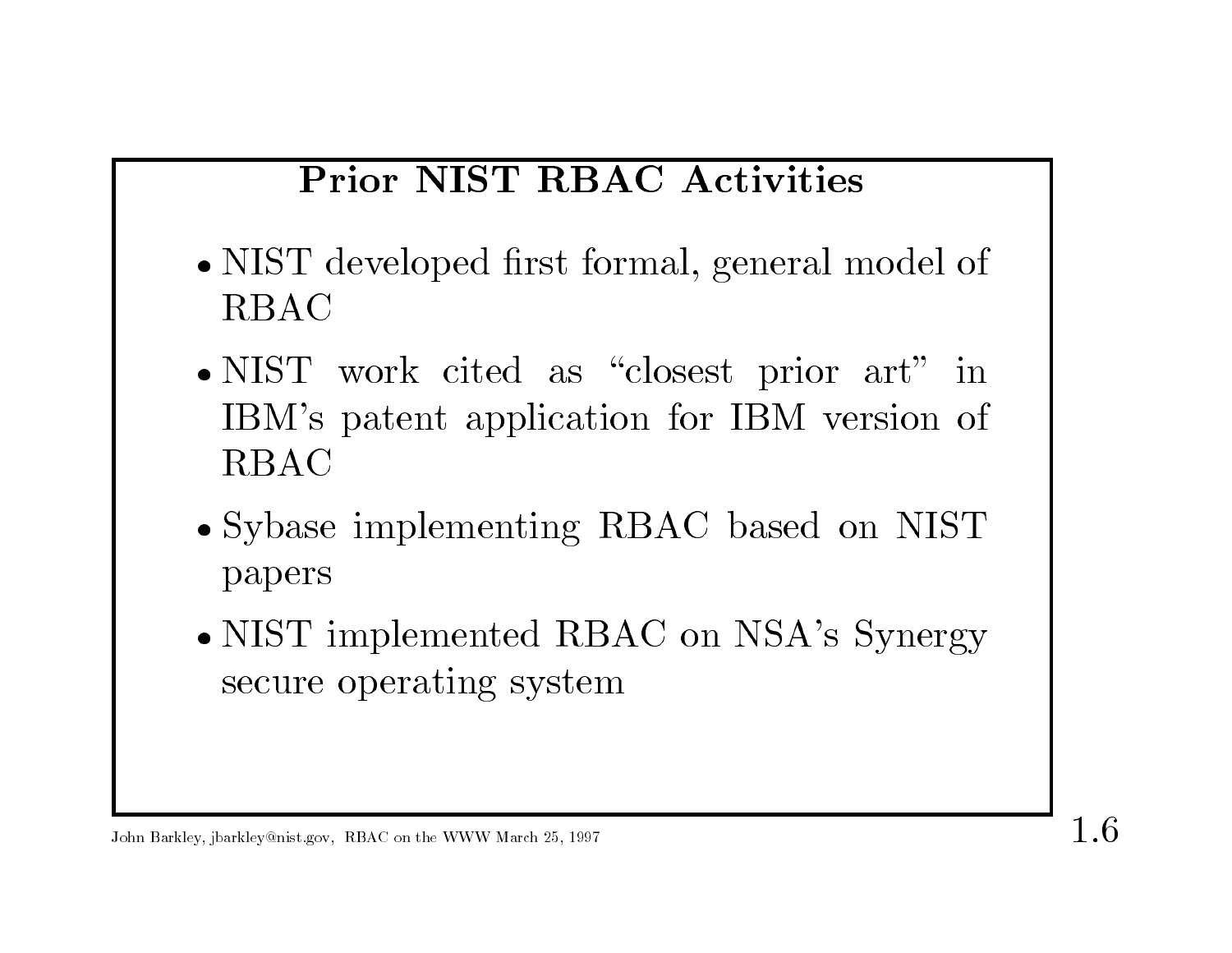## Prior NIST RBAC Activities

- NIST developed first formal, general model of RBAC
- NIST work cited as "closest prior art" in IBM's patent application for IBM version of RBAC
- Sybase implementing RBAC based on NIST papers
- NIST implemented RBAC on NSA's Synergy secure operating system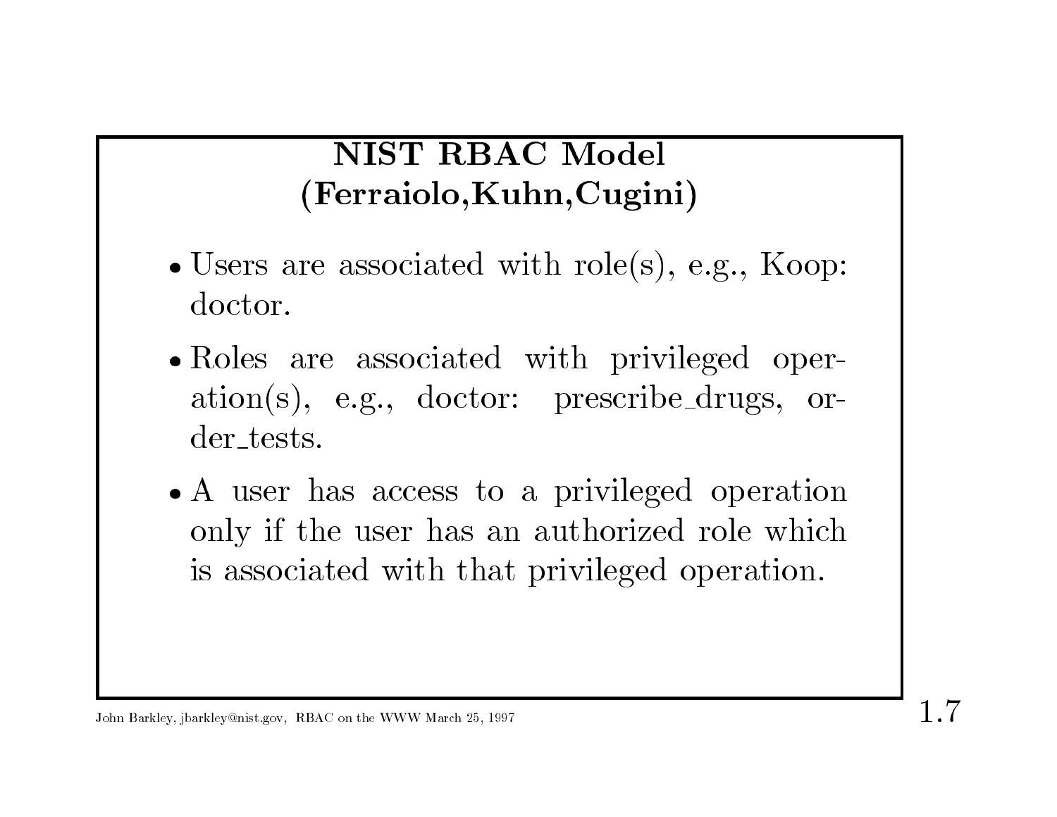## NIST RBAC Model (Ferraiolo,Kuhn,Cugini)

- Users are associated with role(s), e.g., Koop: doctor.
- Roles are associated with privileged operation(s), e.g., doctor: prescribe_drugs, order_tests.
- A user has access to a privileged operation only if the user has an authorized role which is associated with that privileged operation.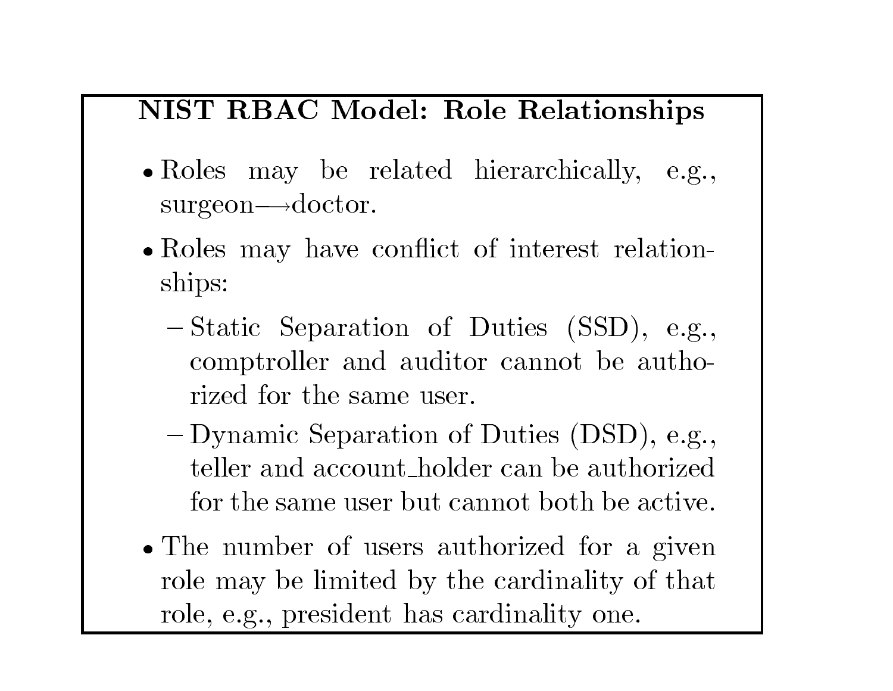## NIST RBAC Model: Role Relationships

- Roles may be related hierarchically, e.g., surgeon⟶doctor.
- Roles may have conflict of interest relationships:
  - Static Separation of Duties (SSD), e.g., comptroller and auditor cannot be authorized for the same user.
  - Dynamic Separation of Duties (DSD), e.g., teller and account_holder can be authorized for the same user but cannot both be active.
- The number of users authorized for a given role may be limited by the cardinality of that role, e.g., president has cardinality one.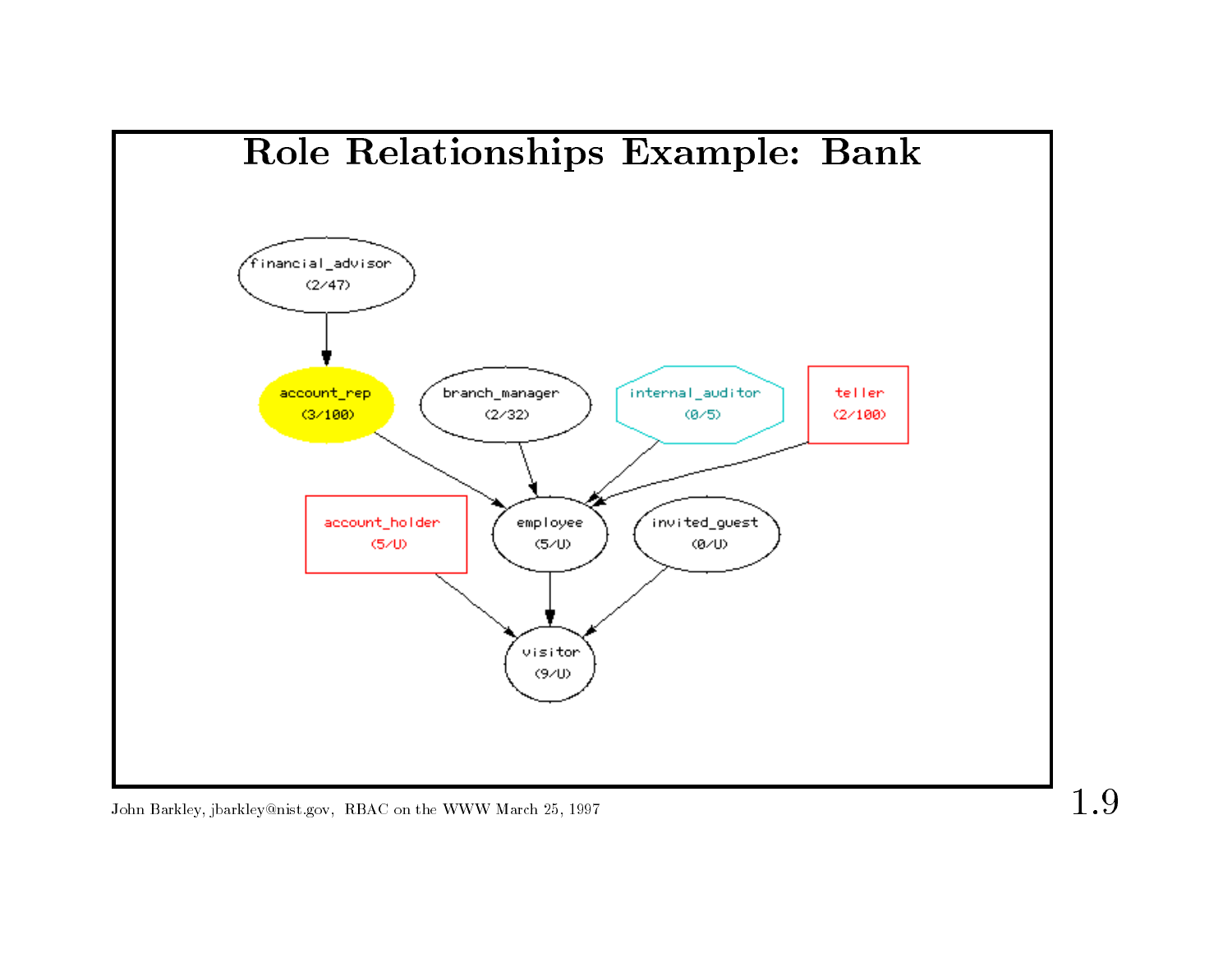# Role Relationships Example: Bank

financial_advisor (2/47)

account_rep (3/100)

branch_manager (2/32)

internal_auditor (0/5)

teller (2/100)

account_holder (5/U)

employee (5/U)

invited_guest (0/U)

visitor (9/U)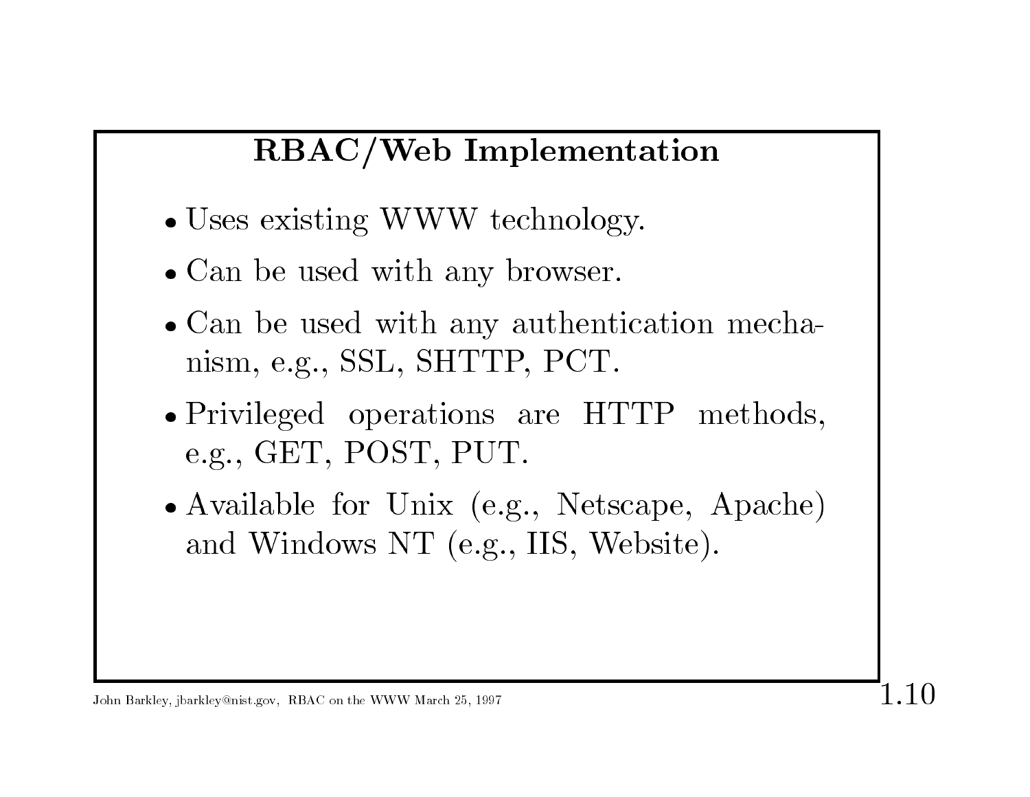## RBAC/Web Implementation

- Uses existing WWW technology.
- Can be used with any browser.
- Can be used with any authentication mechanism, e.g., SSL, SHTTP, PCT.
- Privileged operations are HTTP methods, e.g., GET, POST, PUT.
- Available for Unix (e.g., Netscape, Apache) and Windows NT (e.g., IIS, Website).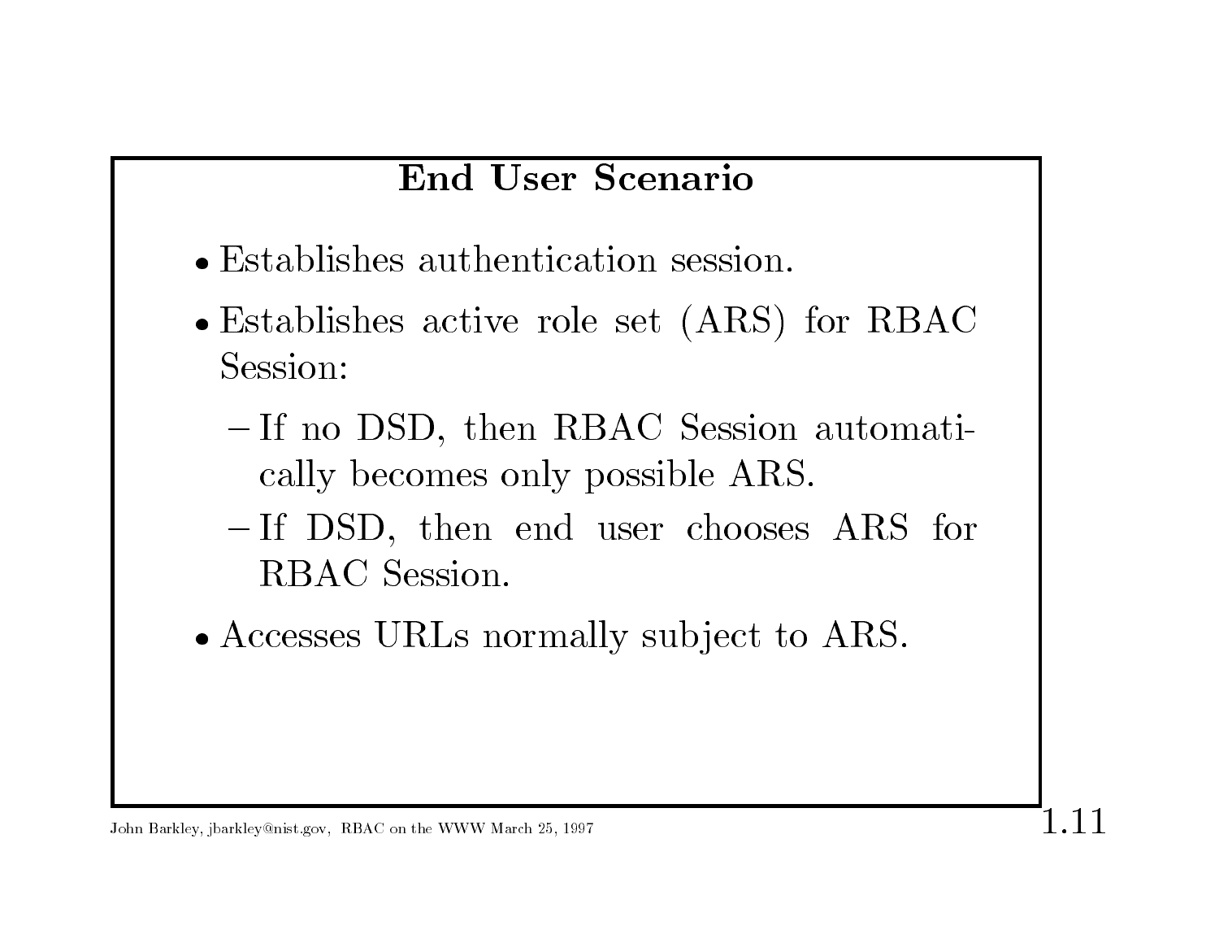## End User Scenario

- Establishes authentication session.
- Establishes active role set (ARS) for RBAC Session:
  - If no DSD, then RBAC Session automatically becomes only possible ARS.
  - If DSD, then end user chooses ARS for RBAC Session.
- Accesses URLs normally subject to ARS.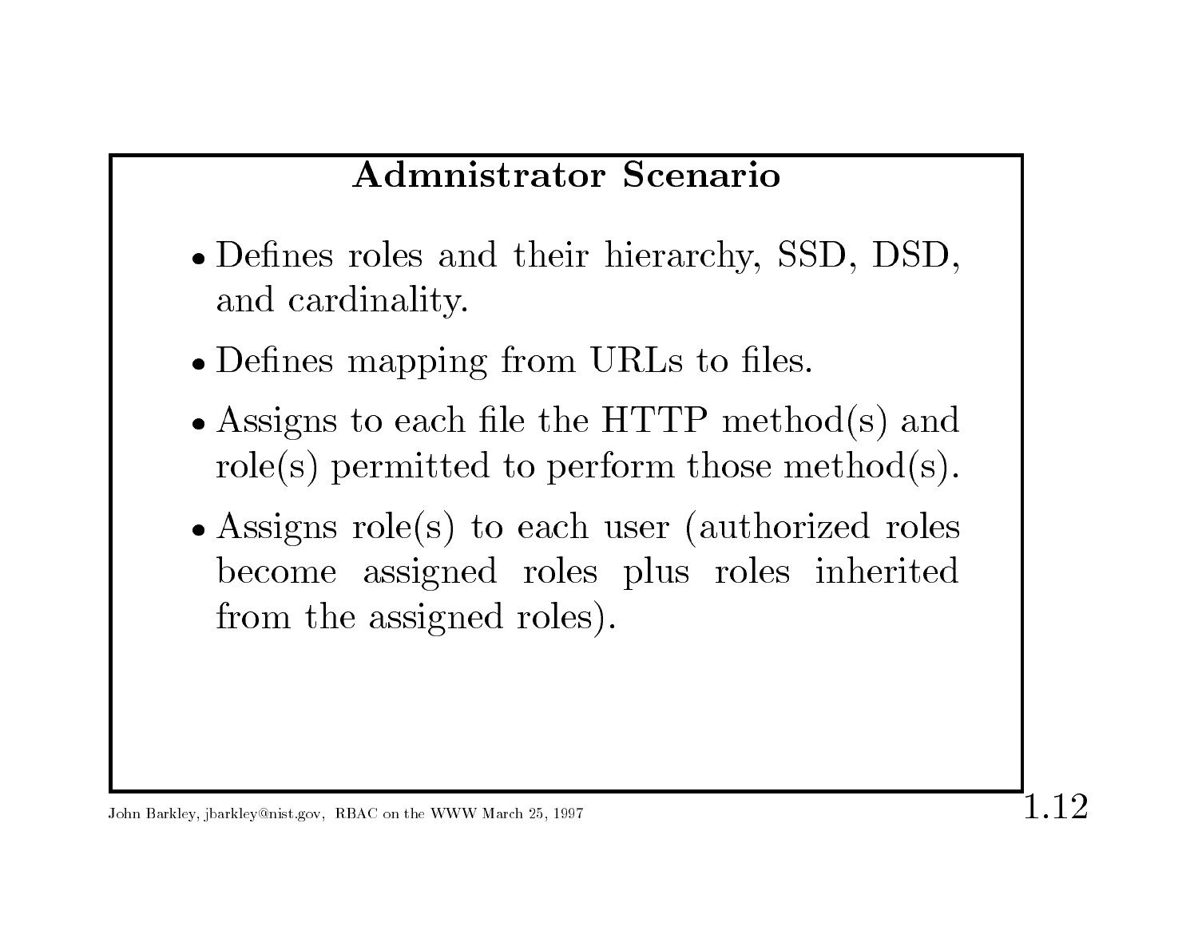## Admnistrator Scenario

- Defines roles and their hierarchy, SSD, DSD, and cardinality.
- Defines mapping from URLs to files.
- Assigns to each file the HTTP method(s) and role(s) permitted to perform those method(s).
- Assigns role(s) to each user (authorized roles become assigned roles plus roles inherited from the assigned roles).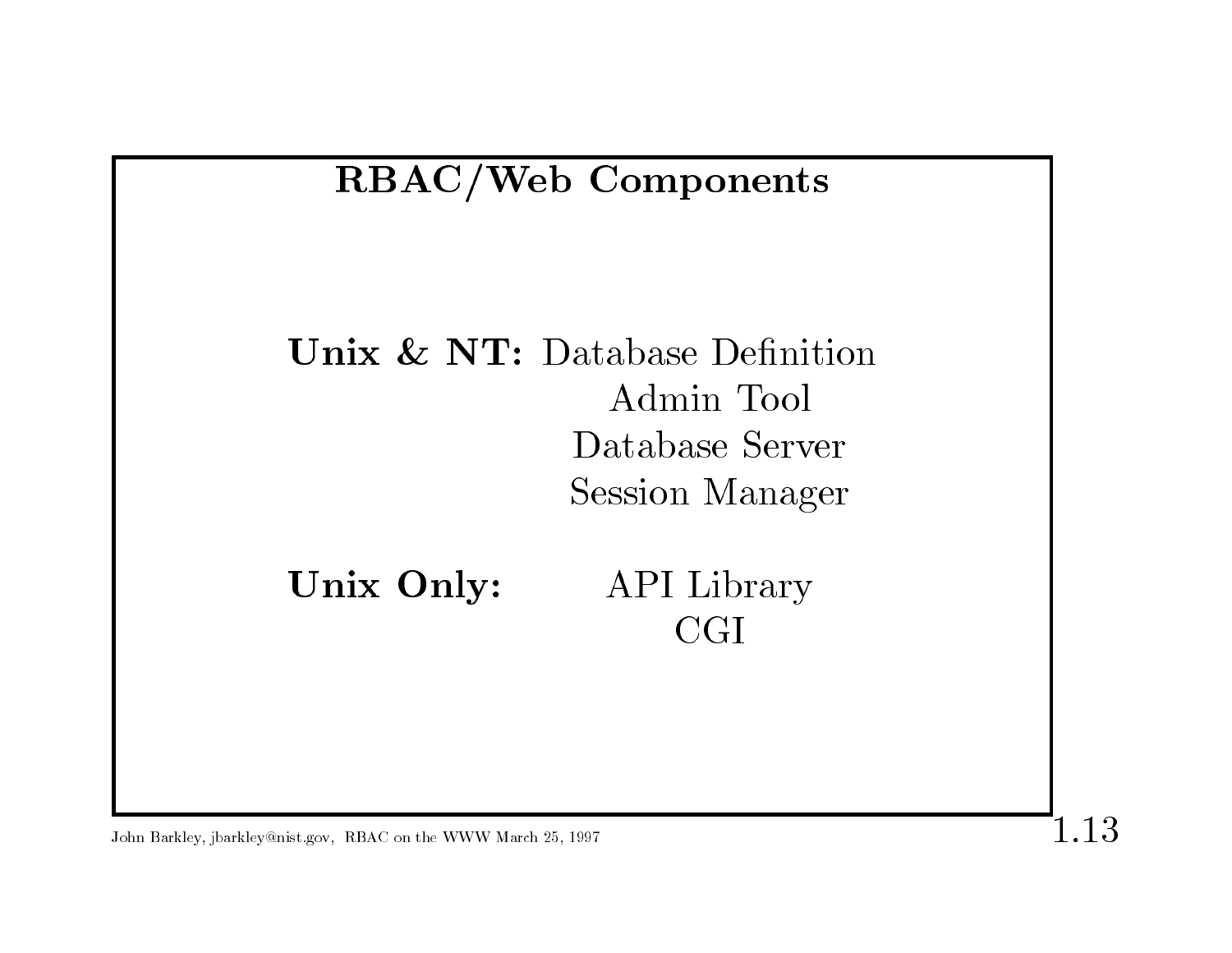# RBAC/Web Components

**Unix & NT:** Database Definition
Admin Tool
Database Server
Session Manager

**Unix Only:** API Library
CGI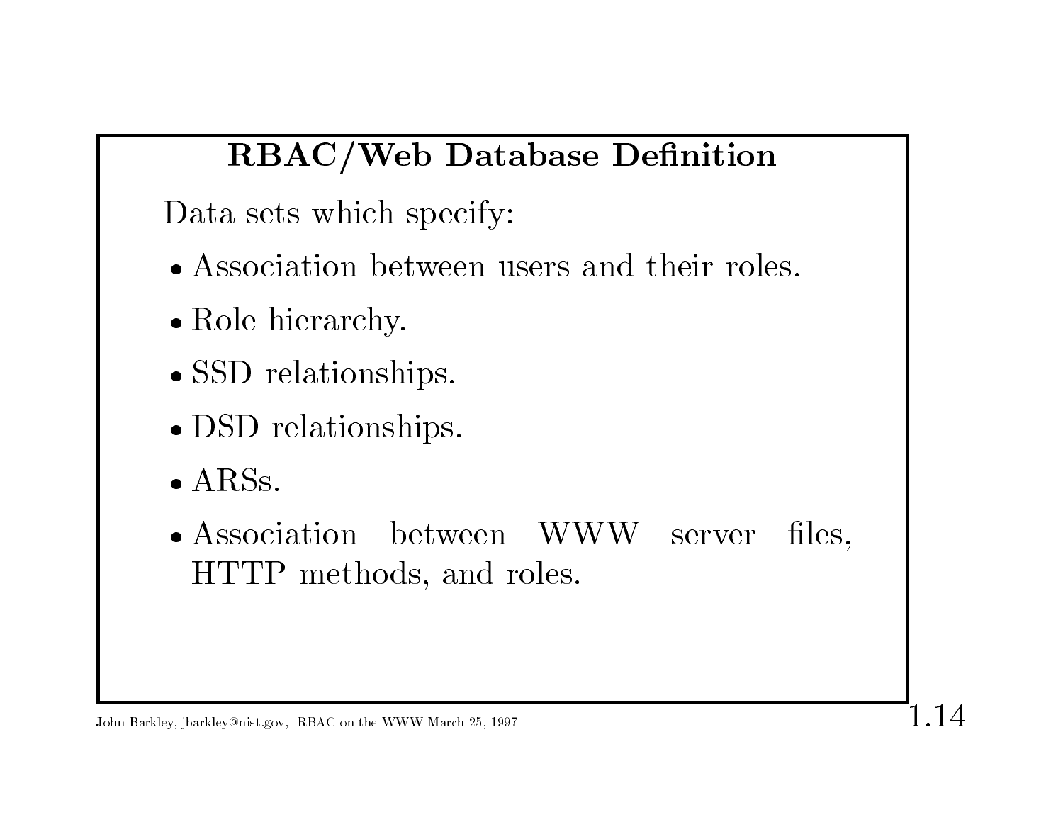# RBAC/Web Database Definition

Data sets which specify:

- Association between users and their roles.
- Role hierarchy.
- SSD relationships.
- DSD relationships.
- ARSs.
- Association between WWW server files, HTTP methods, and roles.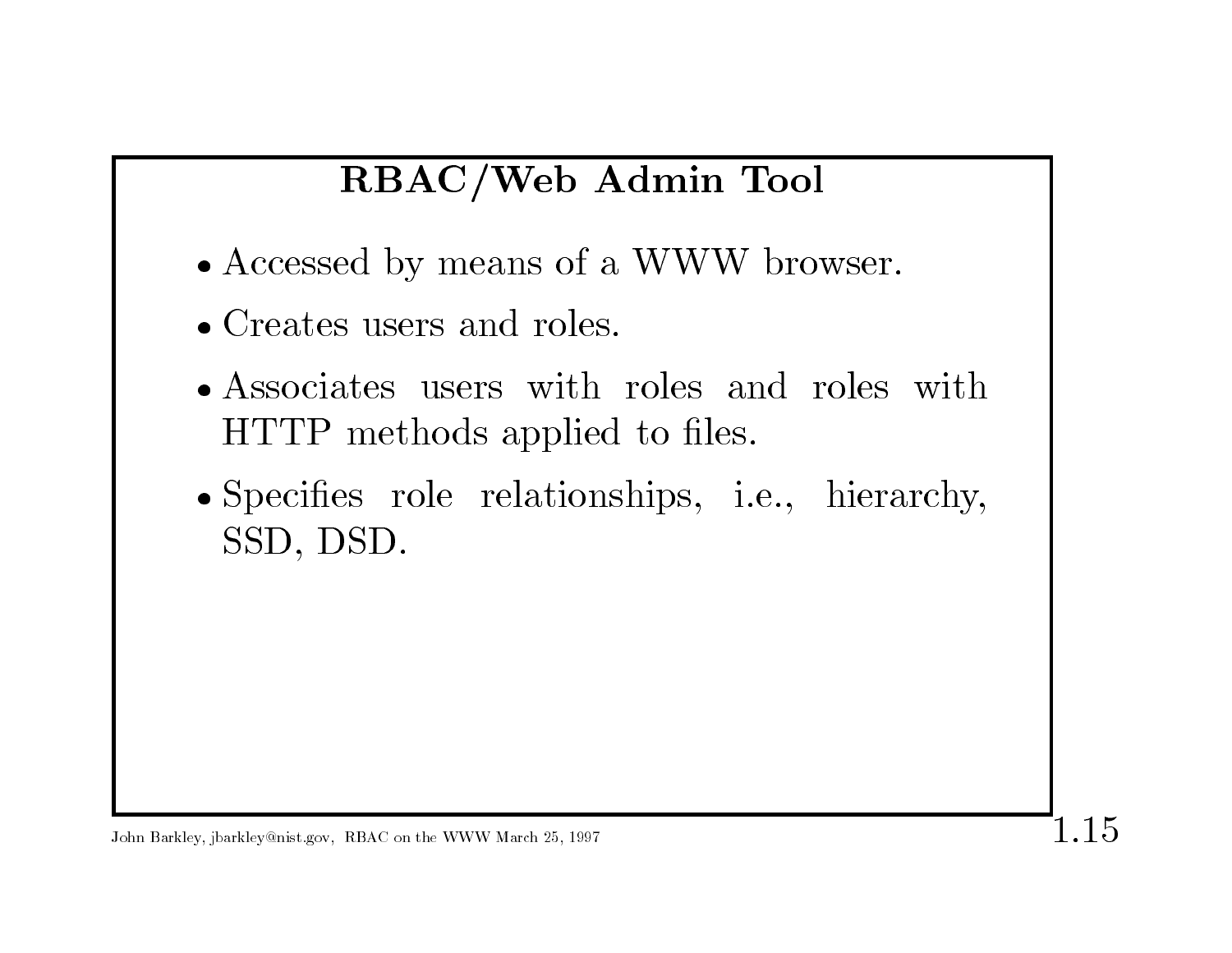## RBAC/Web Admin Tool

- Accessed by means of a WWW browser.
- Creates users and roles.
- Associates users with roles and roles with HTTP methods applied to files.
- Specifies role relationships, i.e., hierarchy, SSD, DSD.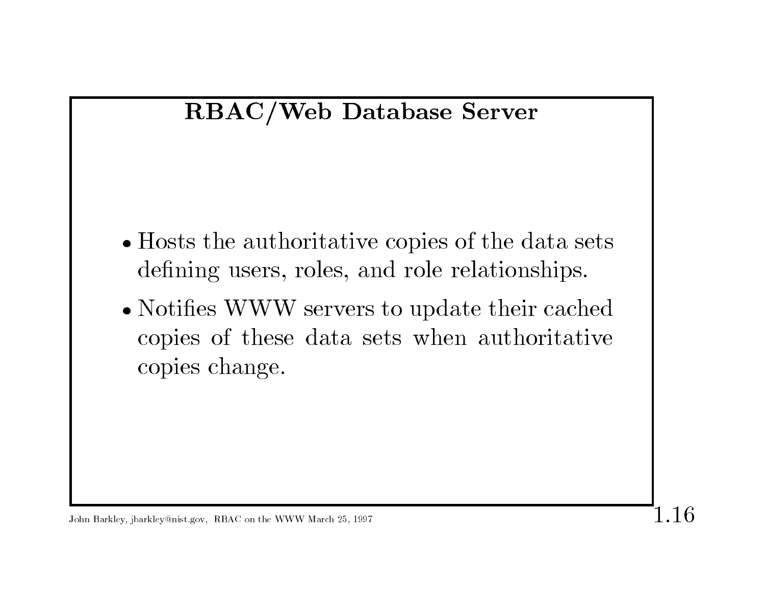## RBAC/Web Database Server

- Hosts the authoritative copies of the data sets defining users, roles, and role relationships.
- Notifies WWW servers to update their cached copies of these data sets when authoritative copies change.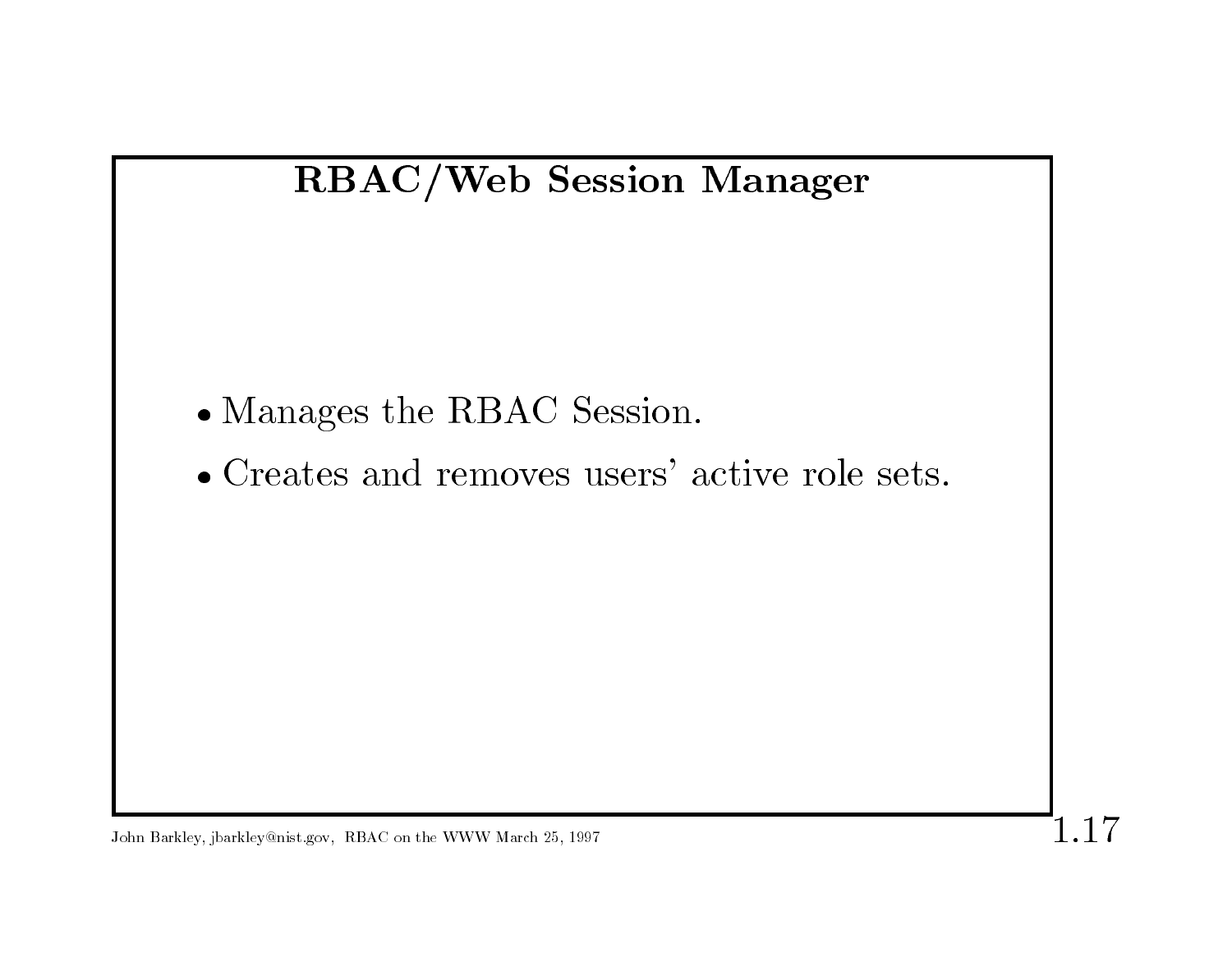# RBAC/Web Session Manager

- Manages the RBAC Session.
- Creates and removes users' active role sets.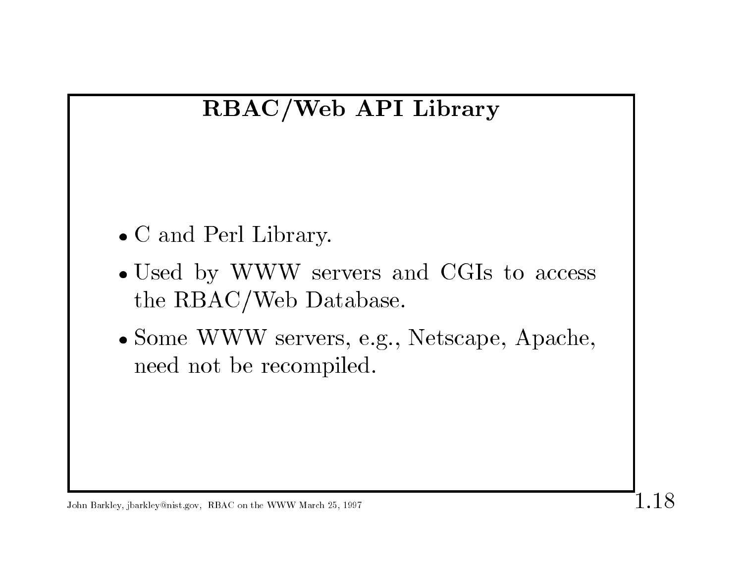# RBAC/Web API Library

- C and Perl Library.
- Used by WWW servers and CGIs to access the RBAC/Web Database.
- Some WWW servers, e.g., Netscape, Apache, need not be recompiled.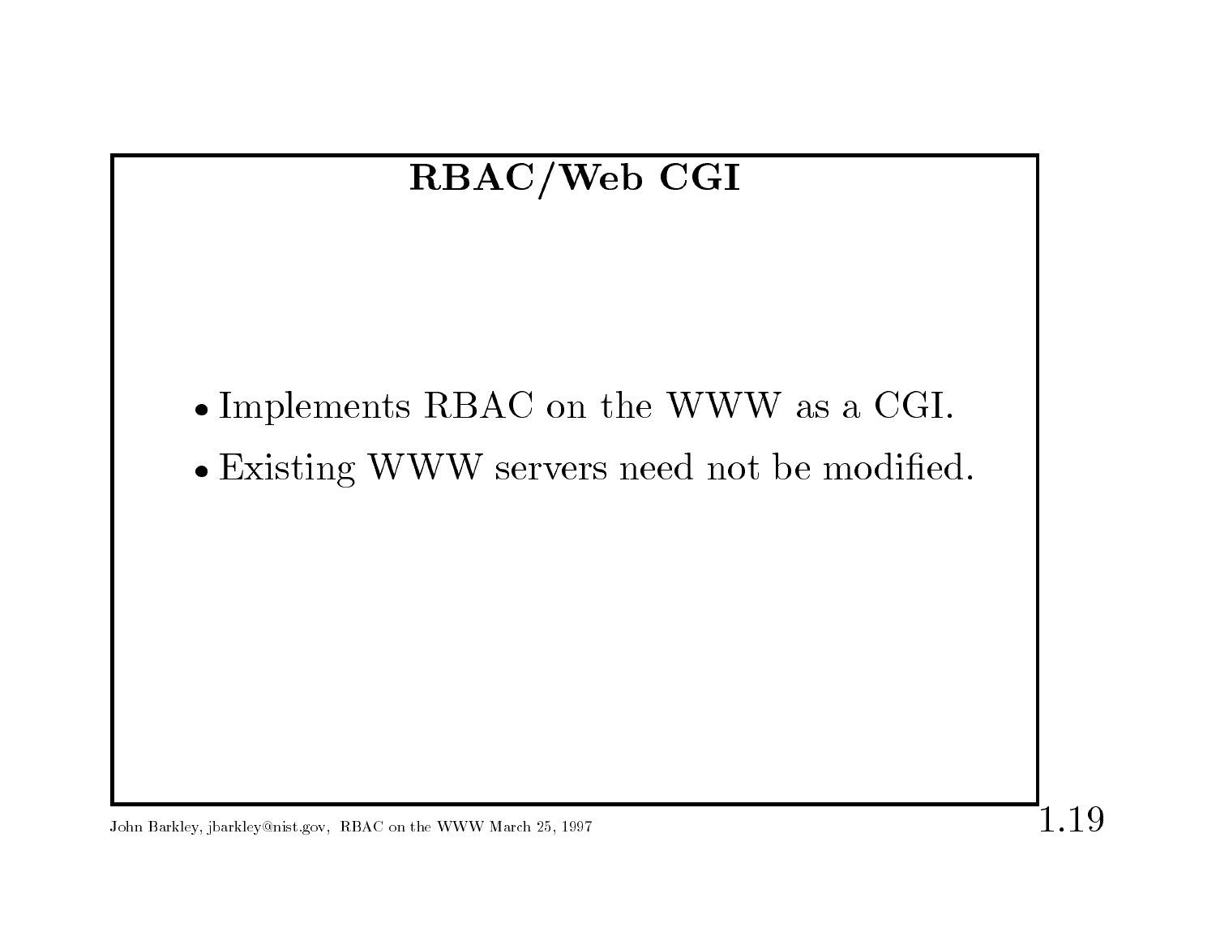# RBAC/Web CGI

- Implements RBAC on the WWW as a CGI.
- Existing WWW servers need not be modified.